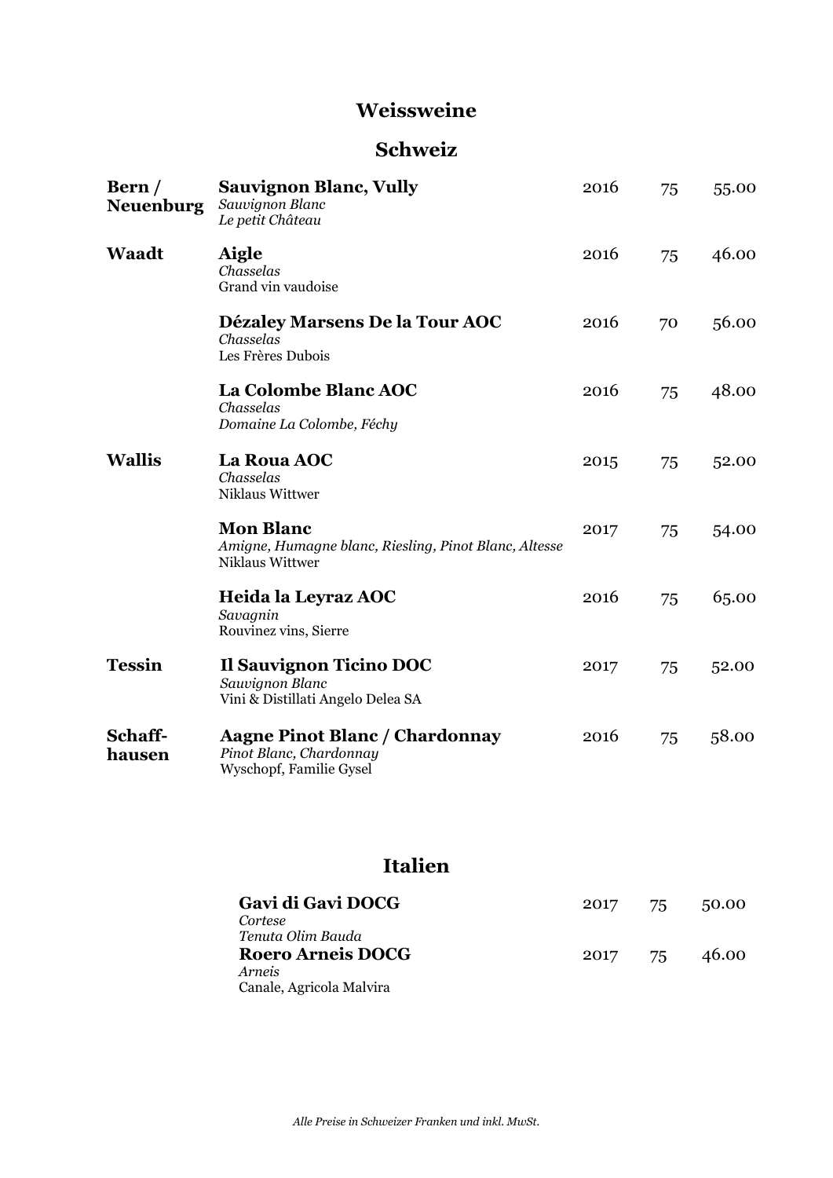# Weissweine

## Schweiz

| Region | Wein | Jahrgang | cl | Preis |
|---|---|---|---|---|
| **Bern / Neuenburg** | **Sauvignon Blanc, Vully**<br>*Sauvignon Blanc*<br>*Le petit Château* | 2016 | 75 | 55.00 |
| **Waadt** | **Aigle**<br>*Chasselas*<br>Grand vin vaudoise | 2016 | 75 | 46.00 |
| | **Dézaley Marsens De la Tour AOC**<br>*Chasselas*<br>Les Frères Dubois | 2016 | 70 | 56.00 |
| | **La Colombe Blanc AOC**<br>*Chasselas*<br>*Domaine La Colombe, Féchy* | 2016 | 75 | 48.00 |
| **Wallis** | **La Roua AOC**<br>*Chasselas*<br>Niklaus Wittwer | 2015 | 75 | 52.00 |
| | **Mon Blanc**<br>*Amigne, Humagne blanc, Riesling, Pinot Blanc, Altesse*<br>Niklaus Wittwer | 2017 | 75 | 54.00 |
| | **Heida la Leyraz AOC**<br>*Savagnin*<br>Rouvinez vins, Sierre | 2016 | 75 | 65.00 |
| **Tessin** | **Il Sauvignon Ticino DOC**<br>*Sauvignon Blanc*<br>Vini & Distillati Angelo Delea SA | 2017 | 75 | 52.00 |
| **Schaff-hausen** | **Aagne Pinot Blanc / Chardonnay**<br>*Pinot Blanc, Chardonnay*<br>Wyschopf, Familie Gysel | 2016 | 75 | 58.00 |

## Italien

| Wein | Jahrgang | cl | Preis |
|---|---|---|---|
| **Gavi di Gavi DOCG**<br>*Cortese*<br>*Tenuta Olim Bauda* | 2017 | 75 | 50.00 |
| **Roero Arneis DOCG**<br>*Arneis*<br>Canale, Agricola Malvira | 2017 | 75 | 46.00 |

*Alle Preise in Schweizer Franken und inkl. MwSt.*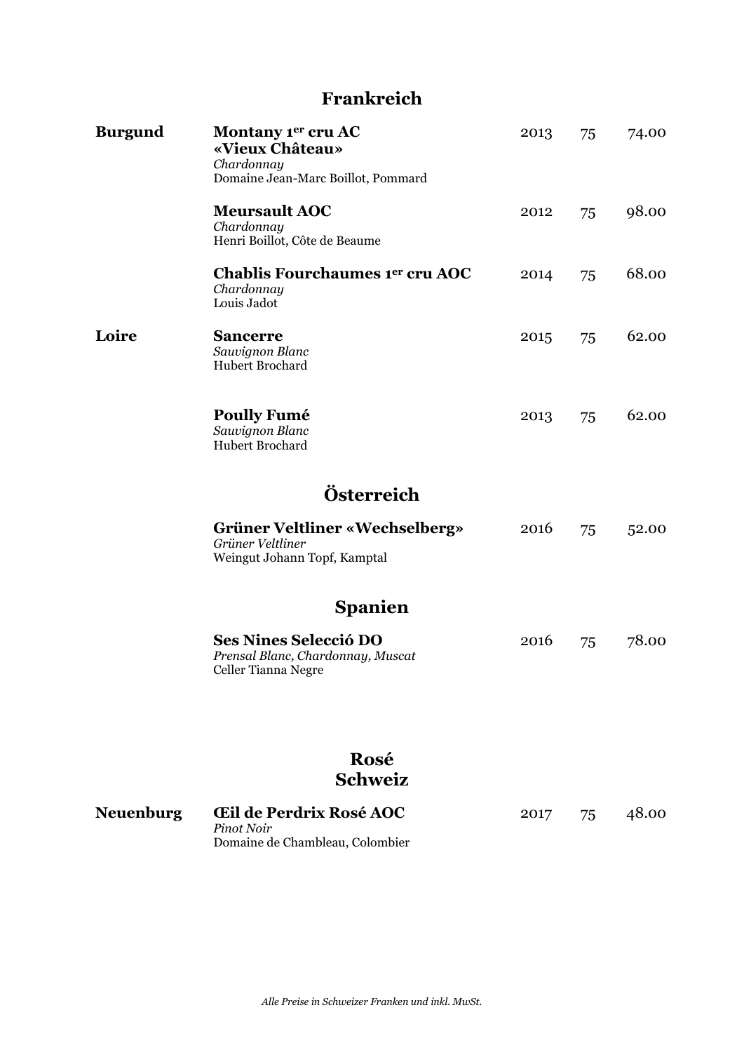## Frankreich

| | | | | |
|---|---|---|---|---|
| **Burgund** | **Montany 1er cru AC «Vieux Château»**<br>*Chardonnay*<br>Domaine Jean-Marc Boillot, Pommard | 2013 | 75 | 74.00 |
| | **Meursault AOC**<br>*Chardonnay*<br>Henri Boillot, Côte de Beaume | 2012 | 75 | 98.00 |
| | **Chablis Fourchaumes 1er cru AOC**<br>*Chardonnay*<br>Louis Jadot | 2014 | 75 | 68.00 |
| **Loire** | **Sancerre**<br>*Sauvignon Blanc*<br>Hubert Brochard | 2015 | 75 | 62.00 |
| | **Poully Fumé**<br>*Sauvignon Blanc*<br>Hubert Brochard | 2013 | 75 | 62.00 |

## Österreich

| | | | | |
|---|---|---|---|---|
| | **Grüner Veltliner «Wechselberg»**<br>*Grüner Veltliner*<br>Weingut Johann Topf, Kamptal | 2016 | 75 | 52.00 |

## Spanien

| | | | | |
|---|---|---|---|---|
| | **Ses Nines Selecció DO**<br>*Prensal Blanc, Chardonnay, Muscat*<br>Celler Tianna Negre | 2016 | 75 | 78.00 |

## Rosé
## Schweiz

| | | | | |
|---|---|---|---|---|
| **Neuenburg** | **Œil de Perdrix Rosé AOC**<br>*Pinot Noir*<br>Domaine de Chambleau, Colombier | 2017 | 75 | 48.00 |

*Alle Preise in Schweizer Franken und inkl. MwSt.*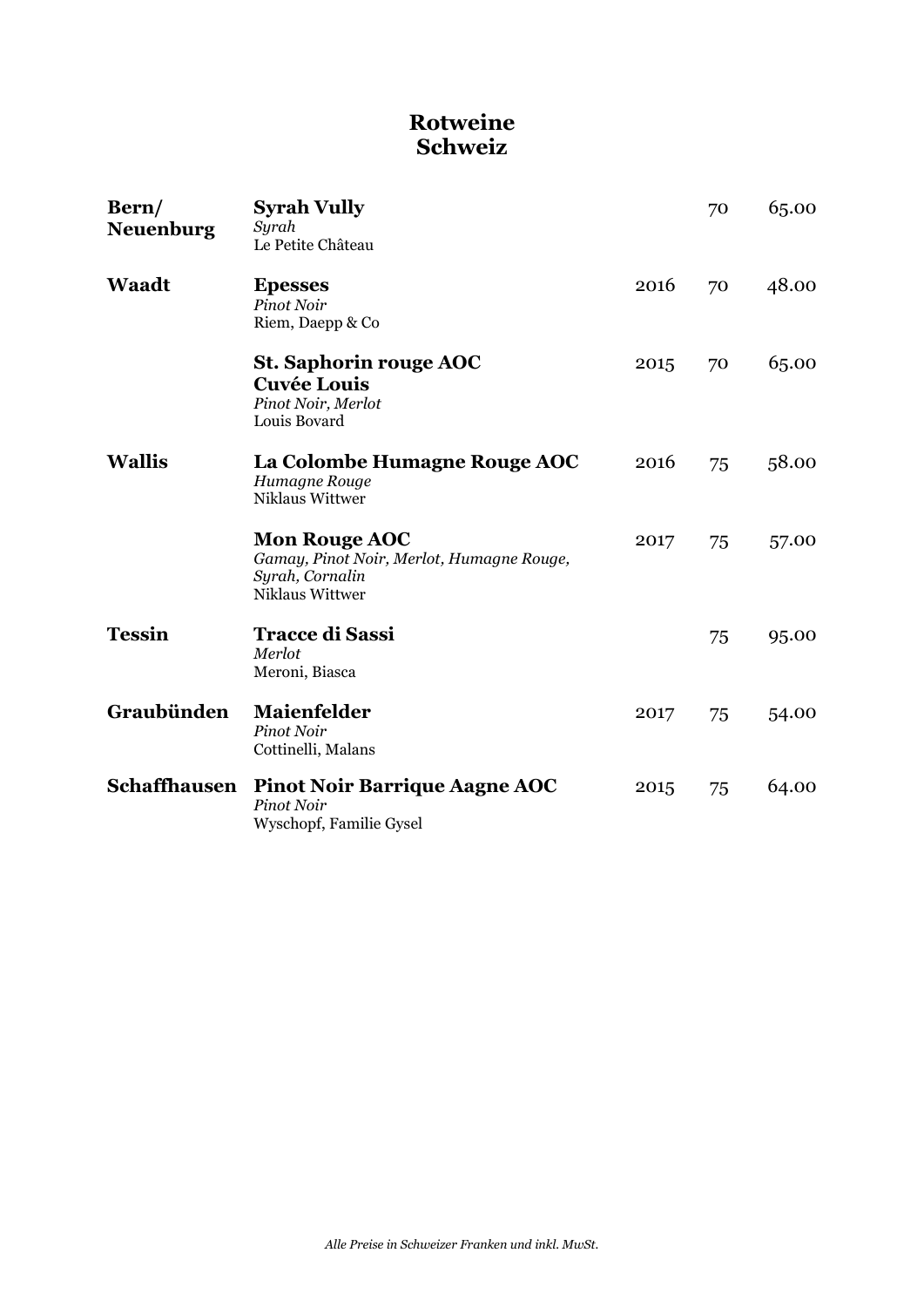# Rotweine
# Schweiz

| Region | Wein | Jahrgang | cl | Preis |
|---|---|---|---|---|
| **Bern/ Neuenburg** | **Syrah Vully**<br>*Syrah*<br>Le Petite Château | | 70 | 65.00 |
| **Waadt** | **Epesses**<br>*Pinot Noir*<br>Riem, Daepp & Co | 2016 | 70 | 48.00 |
| | **St. Saphorin rouge AOC Cuvée Louis**<br>*Pinot Noir, Merlot*<br>Louis Bovard | 2015 | 70 | 65.00 |
| **Wallis** | **La Colombe Humagne Rouge AOC**<br>*Humagne Rouge*<br>Niklaus Wittwer | 2016 | 75 | 58.00 |
| | **Mon Rouge AOC**<br>*Gamay, Pinot Noir, Merlot, Humagne Rouge, Syrah, Cornalin*<br>Niklaus Wittwer | 2017 | 75 | 57.00 |
| **Tessin** | **Tracce di Sassi**<br>*Merlot*<br>Meroni, Biasca | | 75 | 95.00 |
| **Graubünden** | **Maienfelder**<br>*Pinot Noir*<br>Cottinelli, Malans | 2017 | 75 | 54.00 |
| **Schaffhausen** | **Pinot Noir Barrique Aagne AOC**<br>*Pinot Noir*<br>Wyschopf, Familie Gysel | 2015 | 75 | 64.00 |

*Alle Preise in Schweizer Franken und inkl. MwSt.*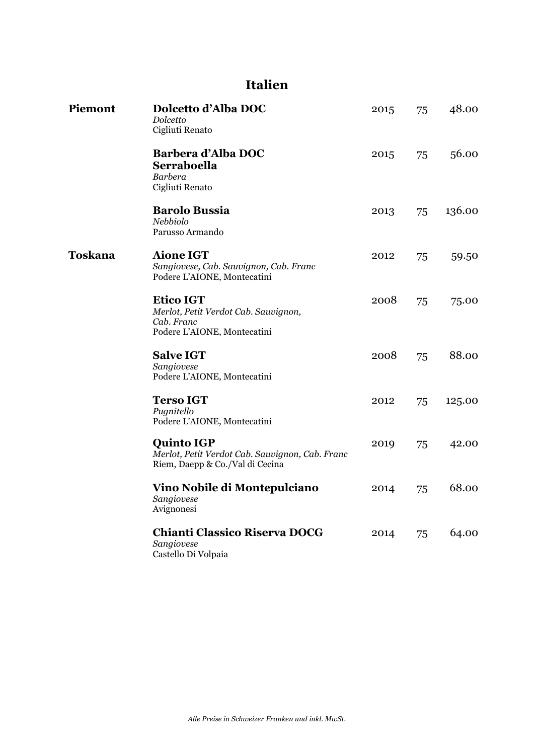# Italien

| | | | | |
|---|---|---|---|---|
| **Piemont** | **Dolcetto d'Alba DOC**<br>*Dolcetto*<br>Cigliuti Renato | 2015 | 75 | 48.00 |
| | **Barbera d'Alba DOC Serraboella**<br>*Barbera*<br>Cigliuti Renato | 2015 | 75 | 56.00 |
| | **Barolo Bussia**<br>*Nebbiolo*<br>Parusso Armando | 2013 | 75 | 136.00 |
| **Toskana** | **Aione IGT**<br>*Sangiovese, Cab. Sauvignon, Cab. Franc*<br>Podere L'AIONE, Montecatini | 2012 | 75 | 59.50 |
| | **Etico IGT**<br>*Merlot, Petit Verdot Cab. Sauvignon, Cab. Franc*<br>Podere L'AIONE, Montecatini | 2008 | 75 | 75.00 |
| | **Salve IGT**<br>*Sangiovese*<br>Podere L'AIONE, Montecatini | 2008 | 75 | 88.00 |
| | **Terso IGT**<br>*Pugnitello*<br>Podere L'AIONE, Montecatini | 2012 | 75 | 125.00 |
| | **Quinto IGP**<br>*Merlot, Petit Verdot Cab. Sauvignon, Cab. Franc*<br>Riem, Daepp & Co./Val di Cecina | 2019 | 75 | 42.00 |
| | **Vino Nobile di Montepulciano**<br>*Sangiovese*<br>Avignonesi | 2014 | 75 | 68.00 |
| | **Chianti Classico Riserva DOCG**<br>*Sangiovese*<br>Castello Di Volpaia | 2014 | 75 | 64.00 |

*Alle Preise in Schweizer Franken und inkl. MwSt.*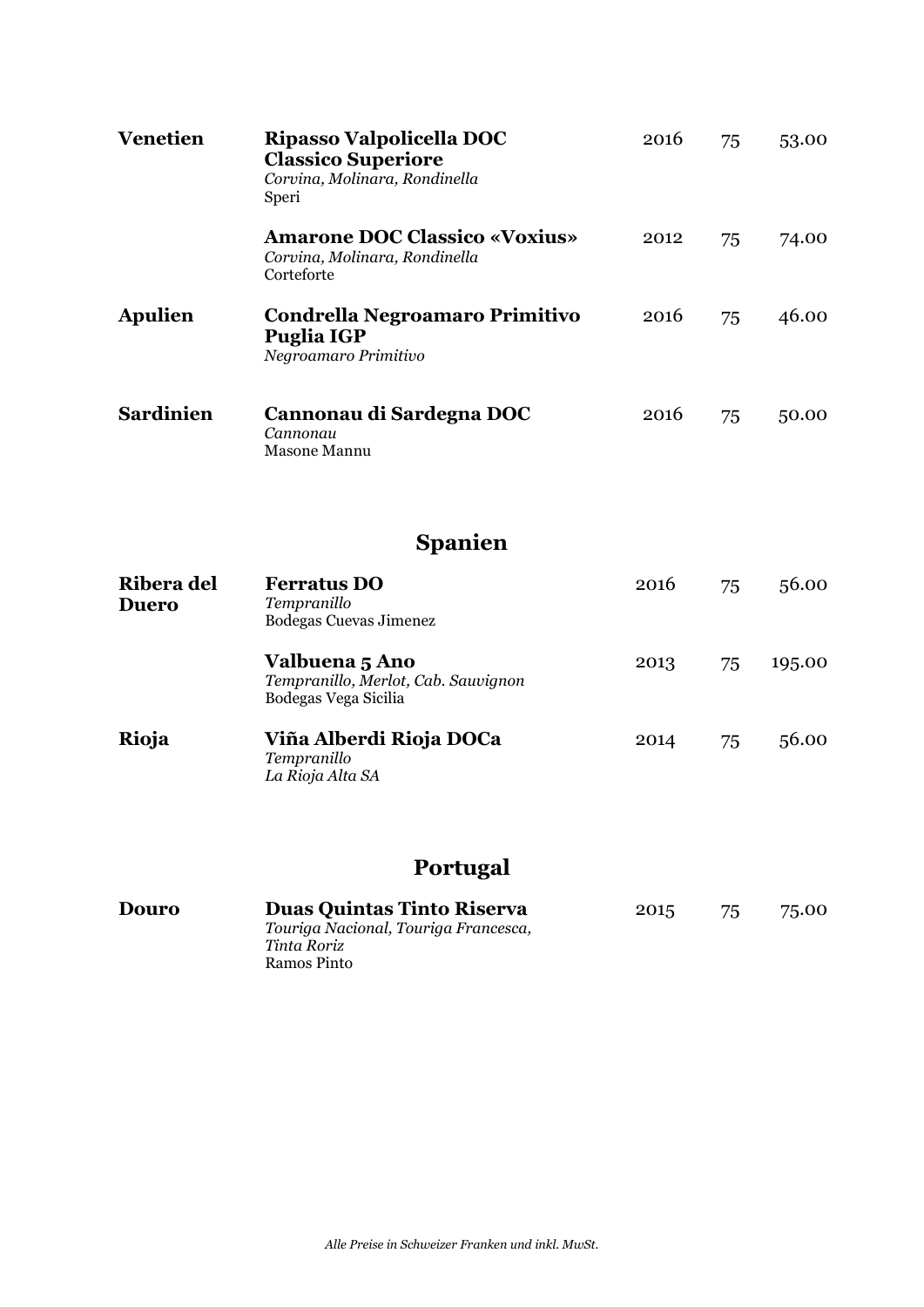| | | | | |
|---|---|---|---|---|
| **Venetien** | **Ripasso Valpolicella DOC Classico Superiore**<br>*Corvina, Molinara, Rondinella*<br>Speri | 2016 | 75 | 53.00 |
| | **Amarone DOC Classico «Voxius»**<br>*Corvina, Molinara, Rondinella*<br>Corteforte | 2012 | 75 | 74.00 |
| **Apulien** | **Condrella Negroamaro Primitivo Puglia IGP**<br>*Negroamaro Primitivo* | 2016 | 75 | 46.00 |
| **Sardinien** | **Cannonau di Sardegna DOC**<br>*Cannonau*<br>Masone Mannu | 2016 | 75 | 50.00 |

## Spanien

| | | | | |
|---|---|---|---|---|
| **Ribera del Duero** | **Ferratus DO**<br>*Tempranillo*<br>Bodegas Cuevas Jimenez | 2016 | 75 | 56.00 |
| | **Valbuena 5 Ano**<br>*Tempranillo, Merlot, Cab. Sauvignon*<br>Bodegas Vega Sicilia | 2013 | 75 | 195.00 |
| **Rioja** | **Viña Alberdi Rioja DOCa**<br>*Tempranillo*<br>*La Rioja Alta SA* | 2014 | 75 | 56.00 |

## Portugal

| | | | | |
|---|---|---|---|---|
| **Douro** | **Duas Quintas Tinto Riserva**<br>*Touriga Nacional, Touriga Francesca, Tinta Roriz*<br>Ramos Pinto | 2015 | 75 | 75.00 |

*Alle Preise in Schweizer Franken und inkl. MwSt.*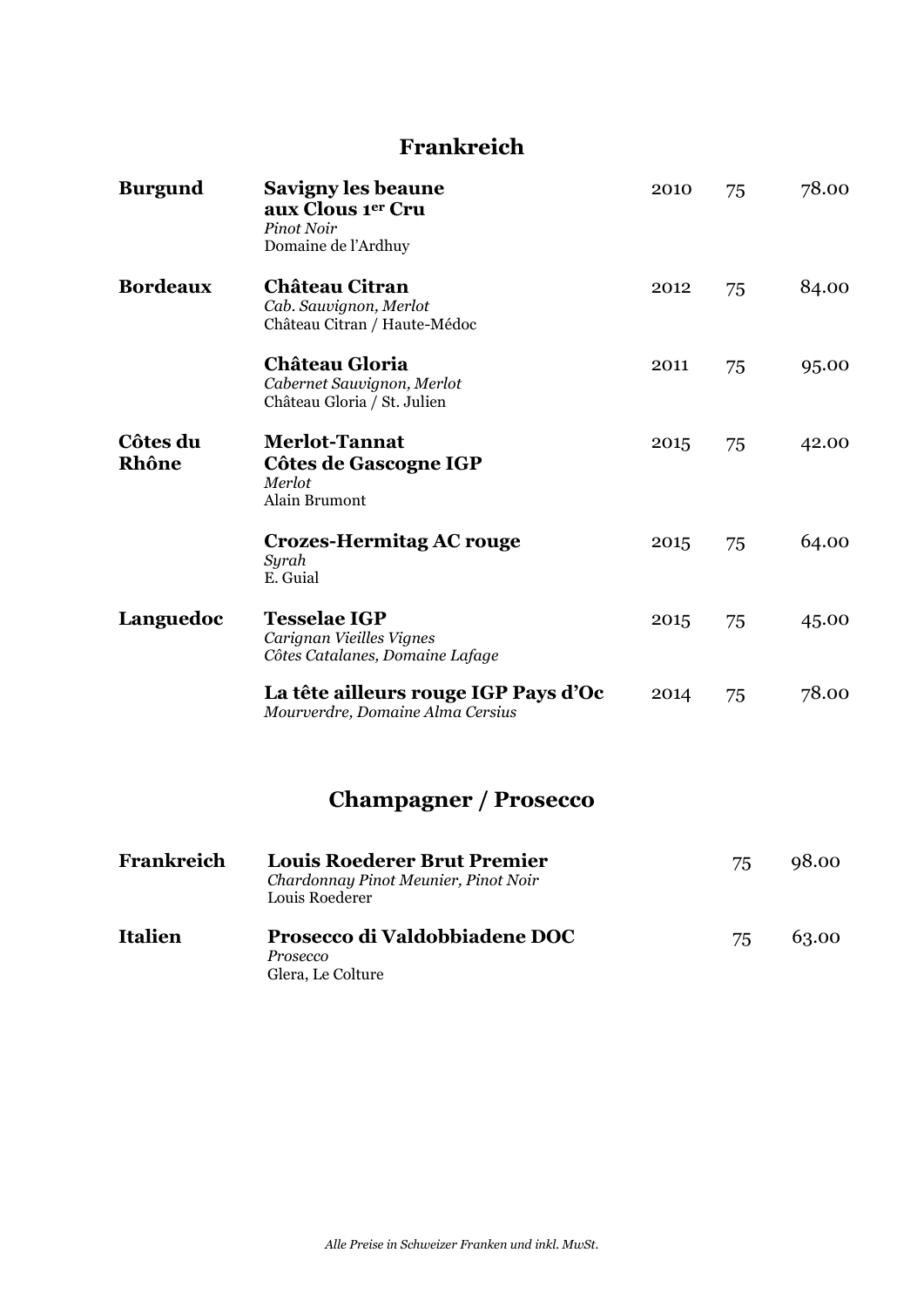## Frankreich

| | | | | |
|---|---|---|---|---|
| **Burgund** | **Savigny les beaune aux Clous 1er Cru**<br>*Pinot Noir*<br>Domaine de l'Ardhuy | 2010 | 75 | 78.00 |
| **Bordeaux** | **Château Citran**<br>*Cab. Sauvignon, Merlot*<br>Château Citran / Haute-Médoc | 2012 | 75 | 84.00 |
| | **Château Gloria**<br>*Cabernet Sauvignon, Merlot*<br>Château Gloria / St. Julien | 2011 | 75 | 95.00 |
| **Côtes du Rhône** | **Merlot-Tannat Côtes de Gascogne IGP**<br>*Merlot*<br>Alain Brumont | 2015 | 75 | 42.00 |
| | **Crozes-Hermitag AC rouge**<br>*Syrah*<br>E. Guial | 2015 | 75 | 64.00 |
| **Languedoc** | **Tesselae IGP**<br>*Carignan Vieilles Vignes*<br>*Côtes Catalanes, Domaine Lafage* | 2015 | 75 | 45.00 |
| | **La tête ailleurs rouge IGP Pays d'Oc**<br>*Mourverdre, Domaine Alma Cersius* | 2014 | 75 | 78.00 |

## Champagner / Prosecco

| | | | |
|---|---|---|---|
| **Frankreich** | **Louis Roederer Brut Premier**<br>*Chardonnay Pinot Meunier, Pinot Noir*<br>Louis Roederer | 75 | 98.00 |
| **Italien** | **Prosecco di Valdobbiadene DOC**<br>*Prosecco*<br>Glera, Le Colture | 75 | 63.00 |

*Alle Preise in Schweizer Franken und inkl. MwSt.*